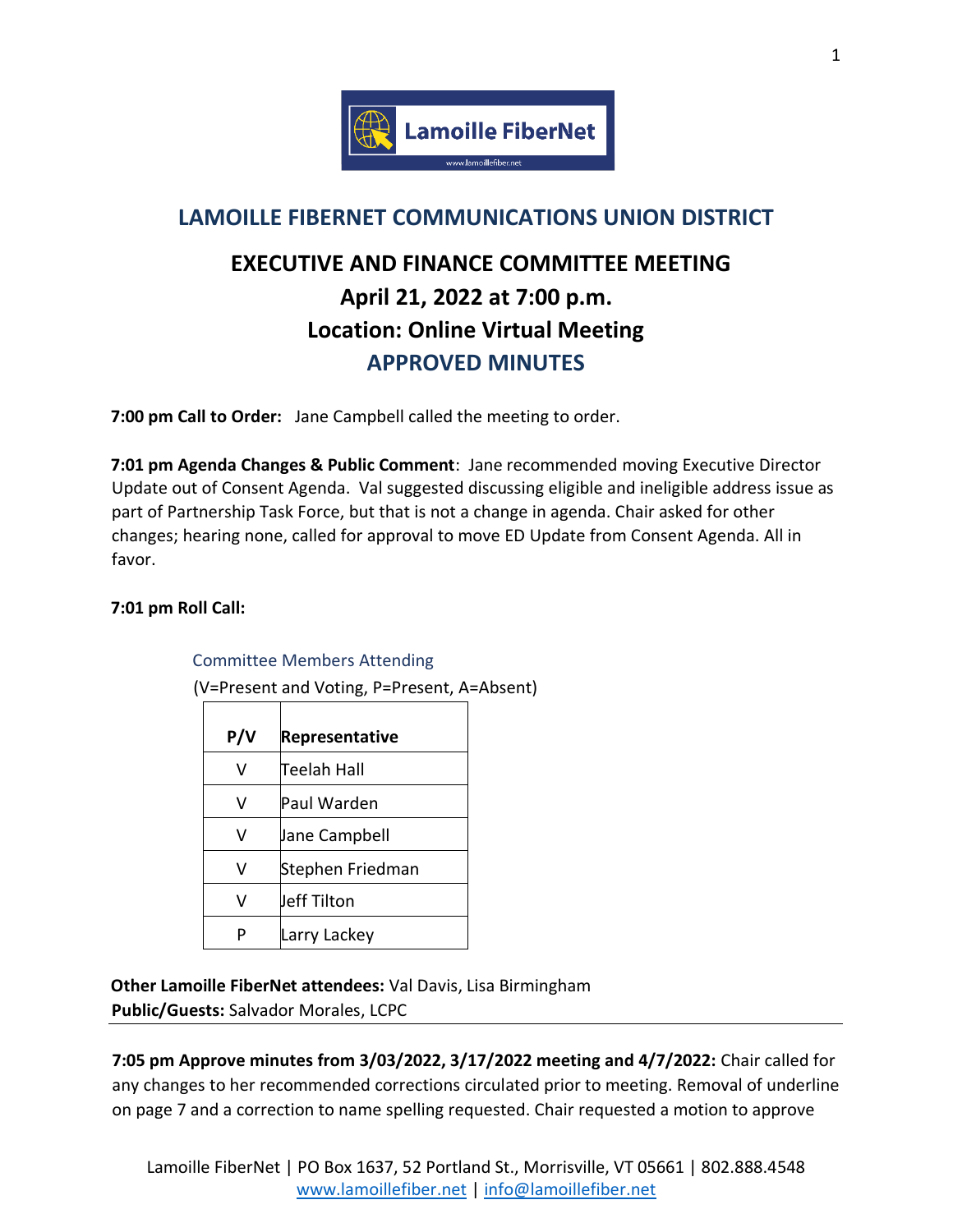# LAMOILLE FIBERNET COMMUNICATIONS UNION DISTRICT

## EXECUTIVE AND FINANCE COMMITTEE MEETING
## April 21, 2022 at 7:00 p.m.
## Location: Online Virtual Meeting
## APPROVED MINUTES

**7:00 pm Call to Order:** Jane Campbell called the meeting to order.

**7:01 pm Agenda Changes & Public Comment**: Jane recommended moving Executive Director Update out of Consent Agenda. Val suggested discussing eligible and ineligible address issue as part of Partnership Task Force, but that is not a change in agenda. Chair asked for other changes; hearing none, called for approval to move ED Update from Consent Agenda. All in favor.

**7:01 pm Roll Call:**

Committee Members Attending
(V=Present and Voting, P=Present, A=Absent)

| P/V | Representative |
|---|---|
| V | Teelah Hall |
| V | Paul Warden |
| V | Jane Campbell |
| V | Stephen Friedman |
| V | Jeff Tilton |
| P | Larry Lackey |

**Other Lamoille FiberNet attendees:** Val Davis, Lisa Birmingham
**Public/Guests:** Salvador Morales, LCPC

---

**7:05 pm Approve minutes from 3/03/2022, 3/17/2022 meeting and 4/7/2022:** Chair called for any changes to her recommended corrections circulated prior to meeting. Removal of underline on page 7 and a correction to name spelling requested. Chair requested a motion to approve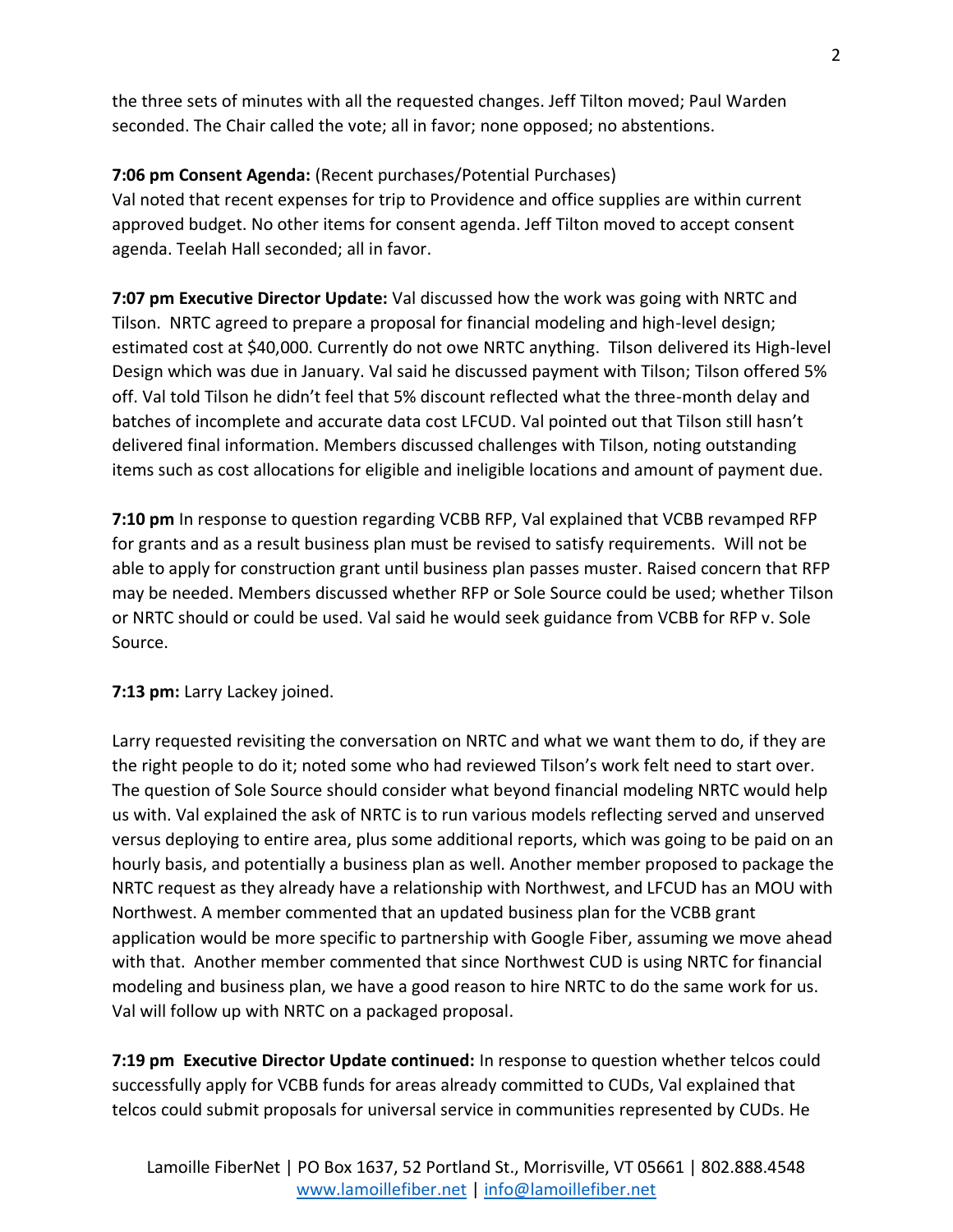the three sets of minutes with all the requested changes. Jeff Tilton moved; Paul Warden seconded. The Chair called the vote; all in favor; none opposed; no abstentions.

**7:06 pm Consent Agenda:** (Recent purchases/Potential Purchases)
Val noted that recent expenses for trip to Providence and office supplies are within current approved budget. No other items for consent agenda. Jeff Tilton moved to accept consent agenda. Teelah Hall seconded; all in favor.

**7:07 pm Executive Director Update:** Val discussed how the work was going with NRTC and Tilson. NRTC agreed to prepare a proposal for financial modeling and high-level design; estimated cost at $40,000. Currently do not owe NRTC anything. Tilson delivered its High-level Design which was due in January. Val said he discussed payment with Tilson; Tilson offered 5% off. Val told Tilson he didn't feel that 5% discount reflected what the three-month delay and batches of incomplete and accurate data cost LFCUD. Val pointed out that Tilson still hasn't delivered final information. Members discussed challenges with Tilson, noting outstanding items such as cost allocations for eligible and ineligible locations and amount of payment due.

**7:10 pm** In response to question regarding VCBB RFP, Val explained that VCBB revamped RFP for grants and as a result business plan must be revised to satisfy requirements. Will not be able to apply for construction grant until business plan passes muster. Raised concern that RFP may be needed. Members discussed whether RFP or Sole Source could be used; whether Tilson or NRTC should or could be used. Val said he would seek guidance from VCBB for RFP v. Sole Source.

**7:13 pm:** Larry Lackey joined.

Larry requested revisiting the conversation on NRTC and what we want them to do, if they are the right people to do it; noted some who had reviewed Tilson's work felt need to start over. The question of Sole Source should consider what beyond financial modeling NRTC would help us with. Val explained the ask of NRTC is to run various models reflecting served and unserved versus deploying to entire area, plus some additional reports, which was going to be paid on an hourly basis, and potentially a business plan as well. Another member proposed to package the NRTC request as they already have a relationship with Northwest, and LFCUD has an MOU with Northwest. A member commented that an updated business plan for the VCBB grant application would be more specific to partnership with Google Fiber, assuming we move ahead with that. Another member commented that since Northwest CUD is using NRTC for financial modeling and business plan, we have a good reason to hire NRTC to do the same work for us. Val will follow up with NRTC on a packaged proposal.

**7:19 pm Executive Director Update continued:** In response to question whether telcos could successfully apply for VCBB funds for areas already committed to CUDs, Val explained that telcos could submit proposals for universal service in communities represented by CUDs. He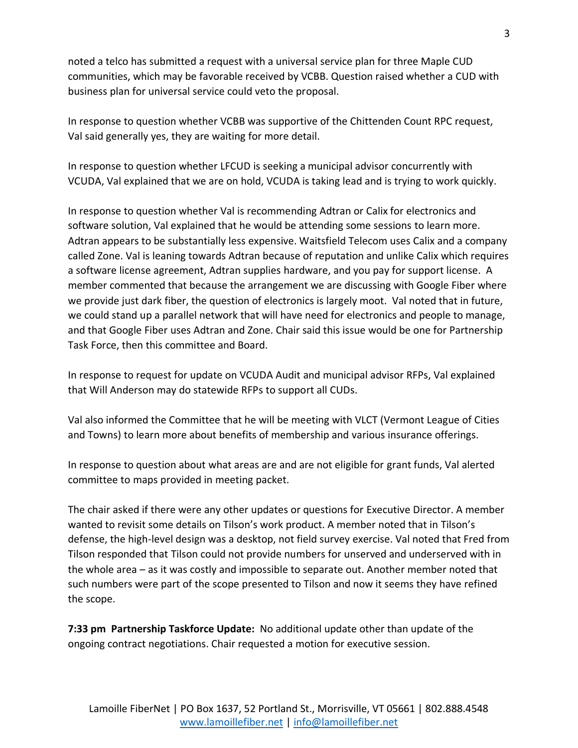noted a telco has submitted a request with a universal service plan for three Maple CUD communities, which may be favorable received by VCBB. Question raised whether a CUD with business plan for universal service could veto the proposal.

In response to question whether VCBB was supportive of the Chittenden Count RPC request, Val said generally yes, they are waiting for more detail.

In response to question whether LFCUD is seeking a municipal advisor concurrently with VCUDA, Val explained that we are on hold, VCUDA is taking lead and is trying to work quickly.

In response to question whether Val is recommending Adtran or Calix for electronics and software solution, Val explained that he would be attending some sessions to learn more. Adtran appears to be substantially less expensive. Waitsfield Telecom uses Calix and a company called Zone. Val is leaning towards Adtran because of reputation and unlike Calix which requires a software license agreement, Adtran supplies hardware, and you pay for support license. A member commented that because the arrangement we are discussing with Google Fiber where we provide just dark fiber, the question of electronics is largely moot. Val noted that in future, we could stand up a parallel network that will have need for electronics and people to manage, and that Google Fiber uses Adtran and Zone. Chair said this issue would be one for Partnership Task Force, then this committee and Board.

In response to request for update on VCUDA Audit and municipal advisor RFPs, Val explained that Will Anderson may do statewide RFPs to support all CUDs.

Val also informed the Committee that he will be meeting with VLCT (Vermont League of Cities and Towns) to learn more about benefits of membership and various insurance offerings.

In response to question about what areas are and are not eligible for grant funds, Val alerted committee to maps provided in meeting packet.

The chair asked if there were any other updates or questions for Executive Director. A member wanted to revisit some details on Tilson's work product. A member noted that in Tilson's defense, the high-level design was a desktop, not field survey exercise. Val noted that Fred from Tilson responded that Tilson could not provide numbers for unserved and underserved with in the whole area – as it was costly and impossible to separate out. Another member noted that such numbers were part of the scope presented to Tilson and now it seems they have refined the scope.

**7:33 pm Partnership Taskforce Update:** No additional update other than update of the ongoing contract negotiations. Chair requested a motion for executive session.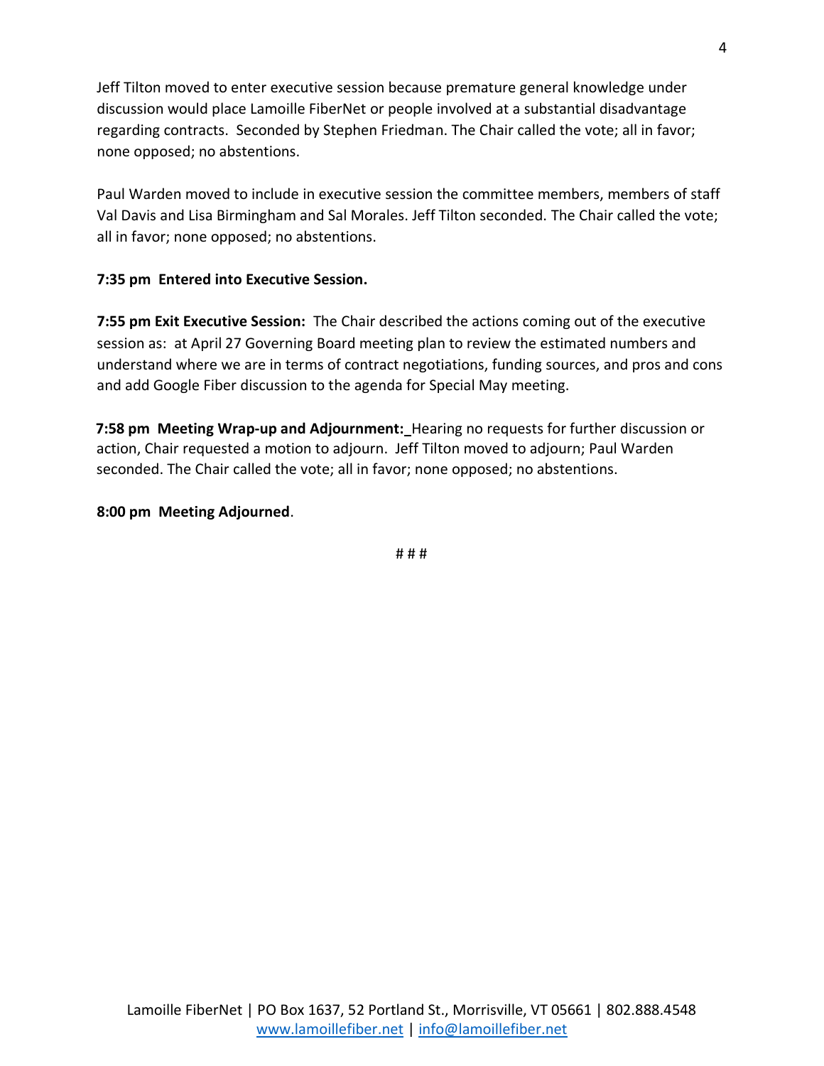Jeff Tilton moved to enter executive session because premature general knowledge under discussion would place Lamoille FiberNet or people involved at a substantial disadvantage regarding contracts. Seconded by Stephen Friedman. The Chair called the vote; all in favor; none opposed; no abstentions.

Paul Warden moved to include in executive session the committee members, members of staff Val Davis and Lisa Birmingham and Sal Morales. Jeff Tilton seconded. The Chair called the vote; all in favor; none opposed; no abstentions.

**7:35 pm Entered into Executive Session.**

**7:55 pm Exit Executive Session:** The Chair described the actions coming out of the executive session as: at April 27 Governing Board meeting plan to review the estimated numbers and understand where we are in terms of contract negotiations, funding sources, and pros and cons and add Google Fiber discussion to the agenda for Special May meeting.

**7:58 pm Meeting Wrap-up and Adjournment:** Hearing no requests for further discussion or action, Chair requested a motion to adjourn. Jeff Tilton moved to adjourn; Paul Warden seconded. The Chair called the vote; all in favor; none opposed; no abstentions.

**8:00 pm Meeting Adjourned**.

# # #

Lamoille FiberNet | PO Box 1637, 52 Portland St., Morrisville, VT 05661 | 802.888.4548
www.lamoillefiber.net | info@lamoillefiber.net